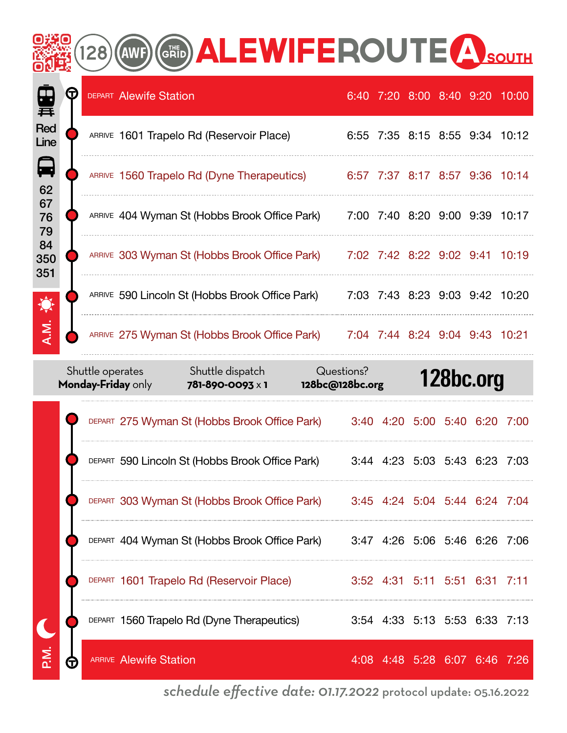# 128 AWF THE GRID ALEWIFE ROUTE A SOUTH

Red Line

Bus: 62, 67, 76, 79, 84, 350, 351

## A.M.

| | Stop | | | | | | |
|---|---|---|---|---|---|---|---|
| DEPART | Alewife Station | 6:40 | 7:20 | 8:00 | 8:40 | 9:20 | 10:00 |
| ARRIVE | 1601 Trapelo Rd (Reservoir Place) | 6:55 | 7:35 | 8:15 | 8:55 | 9:34 | 10:12 |
| ARRIVE | 1560 Trapelo Rd (Dyne Therapeutics) | 6:57 | 7:37 | 8:17 | 8:57 | 9:36 | 10:14 |
| ARRIVE | 404 Wyman St (Hobbs Brook Office Park) | 7:00 | 7:40 | 8:20 | 9:00 | 9:39 | 10:17 |
| ARRIVE | 303 Wyman St (Hobbs Brook Office Park) | 7:02 | 7:42 | 8:22 | 9:02 | 9:41 | 10:19 |
| ARRIVE | 590 Lincoln St (Hobbs Brook Office Park) | 7:03 | 7:43 | 8:23 | 9:03 | 9:42 | 10:20 |
| ARRIVE | 275 Wyman St (Hobbs Brook Office Park) | 7:04 | 7:44 | 8:24 | 9:04 | 9:43 | 10:21 |

Shuttle operates **Monday-Friday** only

Shuttle dispatch **781-890-0093** x **1**

Questions? **128bc@128bc.org**

**128bc.org**

## P.M.

| | Stop | | | | | | |
|---|---|---|---|---|---|---|---|
| DEPART | 275 Wyman St (Hobbs Brook Office Park) | 3:40 | 4:20 | 5:00 | 5:40 | 6:20 | 7:00 |
| DEPART | 590 Lincoln St (Hobbs Brook Office Park) | 3:44 | 4:23 | 5:03 | 5:43 | 6:23 | 7:03 |
| DEPART | 303 Wyman St (Hobbs Brook Office Park) | 3:45 | 4:24 | 5:04 | 5:44 | 6:24 | 7:04 |
| DEPART | 404 Wyman St (Hobbs Brook Office Park) | 3:47 | 4:26 | 5:06 | 5:46 | 6:26 | 7:06 |
| DEPART | 1601 Trapelo Rd (Reservoir Place) | 3:52 | 4:31 | 5:11 | 5:51 | 6:31 | 7:11 |
| DEPART | 1560 Trapelo Rd (Dyne Therapeutics) | 3:54 | 4:33 | 5:13 | 5:53 | 6:33 | 7:13 |
| ARRIVE | Alewife Station | 4:08 | 4:48 | 5:28 | 6:07 | 6:46 | 7:26 |

*schedule effective date:* 01.17.2022 protocol update: 05.16.2022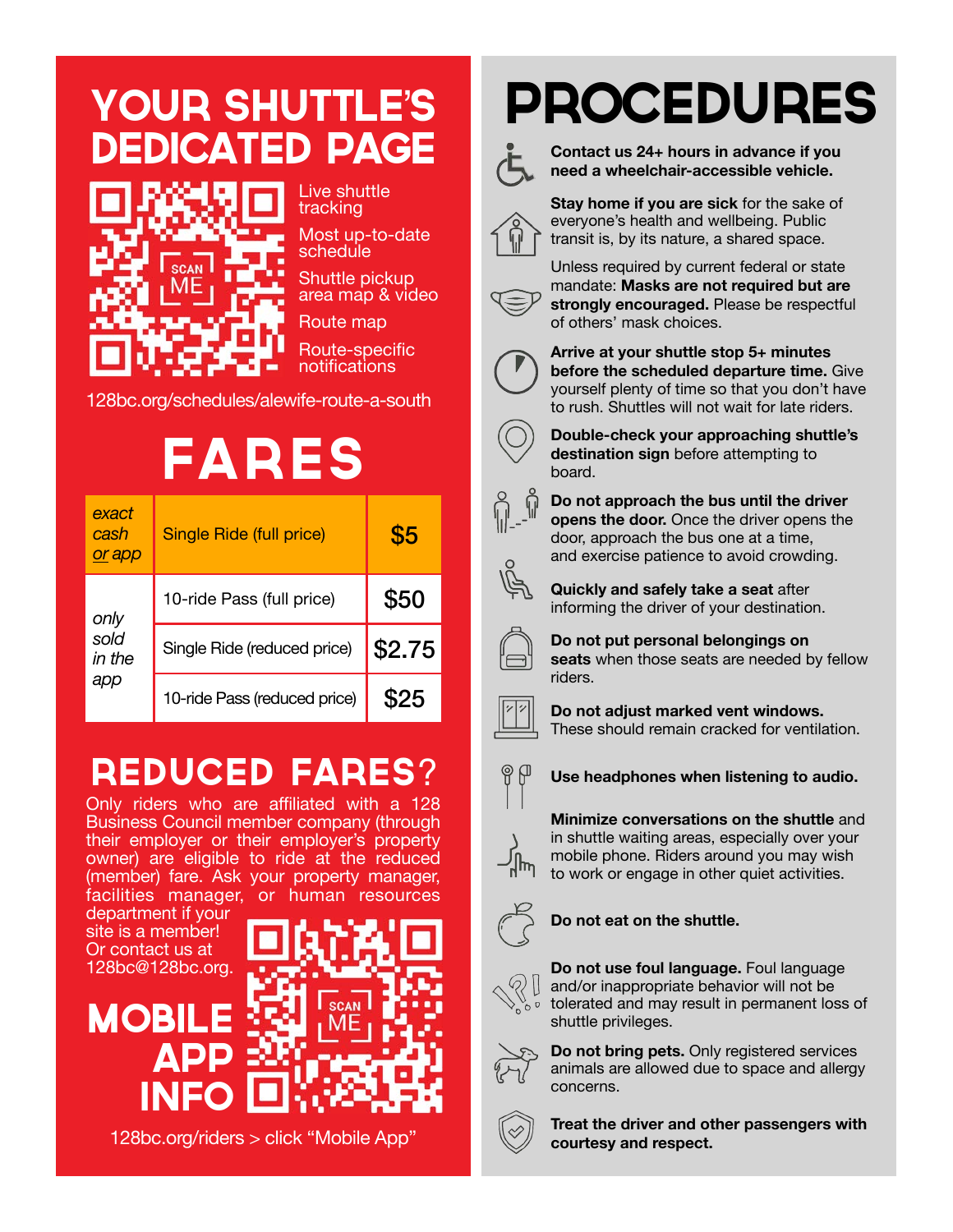# YOUR SHUTTLE'S DEDICATED PAGE

SCAN ME

- Live shuttle tracking
- Most up-to-date schedule
- Shuttle pickup area map & video
- Route map
- Route-specific notifications

128bc.org/schedules/alewife-route-a-south

# FARES

| | | |
|---|---|---|
| *exact cash or app* | Single Ride (full price) | $5 |
| *only sold in the app* | 10-ride Pass (full price) | $50 |
| | Single Ride (reduced price) | $2.75 |
| | 10-ride Pass (reduced price) | $25 |

# REDUCED FARES?

Only riders who are affiliated with a 128 Business Council member company (through their employer or their employer's property owner) are eligible to ride at the reduced (member) fare. Ask your property manager, facilities manager, or human resources department if your site is a member! Or contact us at 128bc@128bc.org.

# MOBILE APP INFO

SCAN ME

128bc.org/riders > click "Mobile App"

# PROCEDURES

**Contact us 24+ hours in advance if you need a wheelchair-accessible vehicle.**

**Stay home if you are sick** for the sake of everyone's health and wellbeing. Public transit is, by its nature, a shared space.

Unless required by current federal or state mandate: **Masks are not required but are strongly encouraged.** Please be respectful of others' mask choices.

**Arrive at your shuttle stop 5+ minutes before the scheduled departure time.** Give yourself plenty of time so that you don't have to rush. Shuttles will not wait for late riders.

**Double-check your approaching shuttle's destination sign** before attempting to board.

**Do not approach the bus until the driver opens the door.** Once the driver opens the door, approach the bus one at a time, and exercise patience to avoid crowding.

**Quickly and safely take a seat** after informing the driver of your destination.

**Do not put personal belongings on seats** when those seats are needed by fellow riders.

**Do not adjust marked vent windows.** These should remain cracked for ventilation.

**Use headphones when listening to audio.**

**Minimize conversations on the shuttle** and in shuttle waiting areas, especially over your mobile phone. Riders around you may wish to work or engage in other quiet activities.

**Do not eat on the shuttle.**

**Do not use foul language.** Foul language and/or inappropriate behavior will not be tolerated and may result in permanent loss of shuttle privileges.

**Do not bring pets.** Only registered services animals are allowed due to space and allergy concerns.

**Treat the driver and other passengers with courtesy and respect.**